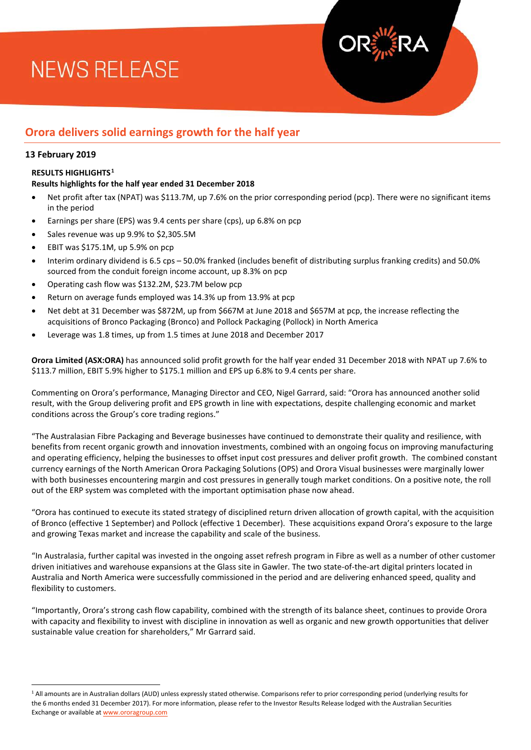# NEWS RELEASE

## Orora delivers solid earnings growth for the half year

**13 February 2019**

**RESULTS HIGHLIGHTS**[1]

**Results highlights for the half year ended 31 December 2018**

- Net profit after tax (NPAT) was $113.7M, up 7.6% on the prior corresponding period (pcp). There were no significant items in the period
- Earnings per share (EPS) was 9.4 cents per share (cps), up 6.8% on pcp
- Sales revenue was up 9.9% to $2,305.5M
- EBIT was $175.1M, up 5.9% on pcp
- Interim ordinary dividend is 6.5 cps – 50.0% franked (includes benefit of distributing surplus franking credits) and 50.0% sourced from the conduit foreign income account, up 8.3% on pcp
- Operating cash flow was $132.2M, $23.7M below pcp
- Return on average funds employed was 14.3% up from 13.9% at pcp
- Net debt at 31 December was $872M, up from $667M at June 2018 and $657M at pcp, the increase reflecting the acquisitions of Bronco Packaging (Bronco) and Pollock Packaging (Pollock) in North America
- Leverage was 1.8 times, up from 1.5 times at June 2018 and December 2017

**Orora Limited (ASX:ORA)** has announced solid profit growth for the half year ended 31 December 2018 with NPAT up 7.6% to $113.7 million, EBIT 5.9% higher to $175.1 million and EPS up 6.8% to 9.4 cents per share.

Commenting on Orora's performance, Managing Director and CEO, Nigel Garrard, said: "Orora has announced another solid result, with the Group delivering profit and EPS growth in line with expectations, despite challenging economic and market conditions across the Group's core trading regions."

"The Australasian Fibre Packaging and Beverage businesses have continued to demonstrate their quality and resilience, with benefits from recent organic growth and innovation investments, combined with an ongoing focus on improving manufacturing and operating efficiency, helping the businesses to offset input cost pressures and deliver profit growth. The combined constant currency earnings of the North American Orora Packaging Solutions (OPS) and Orora Visual businesses were marginally lower with both businesses encountering margin and cost pressures in generally tough market conditions. On a positive note, the roll out of the ERP system was completed with the important optimisation phase now ahead.

"Orora has continued to execute its stated strategy of disciplined return driven allocation of growth capital, with the acquisition of Bronco (effective 1 September) and Pollock (effective 1 December). These acquisitions expand Orora's exposure to the large and growing Texas market and increase the capability and scale of the business.

"In Australasia, further capital was invested in the ongoing asset refresh program in Fibre as well as a number of other customer driven initiatives and warehouse expansions at the Glass site in Gawler. The two state-of-the-art digital printers located in Australia and North America were successfully commissioned in the period and are delivering enhanced speed, quality and flexibility to customers.

"Importantly, Orora's strong cash flow capability, combined with the strength of its balance sheet, continues to provide Orora with capacity and flexibility to invest with discipline in innovation as well as organic and new growth opportunities that deliver sustainable value creation for shareholders," Mr Garrard said.

---

[1] All amounts are in Australian dollars (AUD) unless expressly stated otherwise. Comparisons refer to prior corresponding period (underlying results for the 6 months ended 31 December 2017). For more information, please refer to the Investor Results Release lodged with the Australian Securities Exchange or available at www.ororagroup.com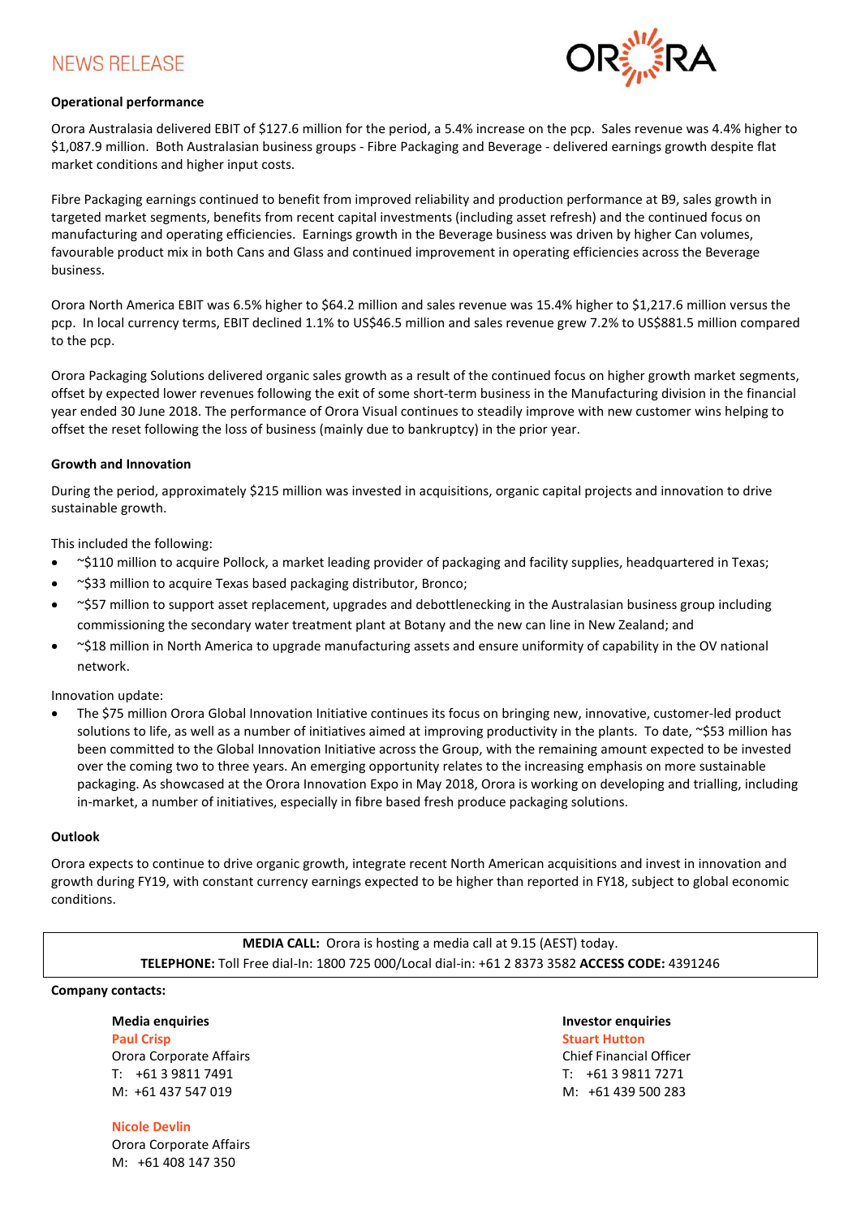### Operational performance

Orora Australasia delivered EBIT of $127.6 million for the period, a 5.4% increase on the pcp. Sales revenue was 4.4% higher to $1,087.9 million. Both Australasian business groups - Fibre Packaging and Beverage - delivered earnings growth despite flat market conditions and higher input costs.

Fibre Packaging earnings continued to benefit from improved reliability and production performance at B9, sales growth in targeted market segments, benefits from recent capital investments (including asset refresh) and the continued focus on manufacturing and operating efficiencies. Earnings growth in the Beverage business was driven by higher Can volumes, favourable product mix in both Cans and Glass and continued improvement in operating efficiencies across the Beverage business.

Orora North America EBIT was 6.5% higher to $64.2 million and sales revenue was 15.4% higher to $1,217.6 million versus the pcp. In local currency terms, EBIT declined 1.1% to US$46.5 million and sales revenue grew 7.2% to US$881.5 million compared to the pcp.

Orora Packaging Solutions delivered organic sales growth as a result of the continued focus on higher growth market segments, offset by expected lower revenues following the exit of some short-term business in the Manufacturing division in the financial year ended 30 June 2018. The performance of Orora Visual continues to steadily improve with new customer wins helping to offset the reset following the loss of business (mainly due to bankruptcy) in the prior year.

### Growth and Innovation

During the period, approximately $215 million was invested in acquisitions, organic capital projects and innovation to drive sustainable growth.

This included the following:

- ~$110 million to acquire Pollock, a market leading provider of packaging and facility supplies, headquartered in Texas;
- ~$33 million to acquire Texas based packaging distributor, Bronco;
- ~$57 million to support asset replacement, upgrades and debottlenecking in the Australasian business group including commissioning the secondary water treatment plant at Botany and the new can line in New Zealand; and
- ~$18 million in North America to upgrade manufacturing assets and ensure uniformity of capability in the OV national network.

Innovation update:

- The $75 million Orora Global Innovation Initiative continues its focus on bringing new, innovative, customer-led product solutions to life, as well as a number of initiatives aimed at improving productivity in the plants. To date, ~$53 million has been committed to the Global Innovation Initiative across the Group, with the remaining amount expected to be invested over the coming two to three years. An emerging opportunity relates to the increasing emphasis on more sustainable packaging. As showcased at the Orora Innovation Expo in May 2018, Orora is working on developing and trialling, including in-market, a number of initiatives, especially in fibre based fresh produce packaging solutions.

### Outlook

Orora expects to continue to drive organic growth, integrate recent North American acquisitions and invest in innovation and growth during FY19, with constant currency earnings expected to be higher than reported in FY18, subject to global economic conditions.

**MEDIA CALL:** Orora is hosting a media call at 9.15 (AEST) today.
**TELEPHONE:** Toll Free dial-In: 1800 725 000/Local dial-in: +61 2 8373 3582 **ACCESS CODE:** 4391246

**Company contacts:**

**Media enquiries**
**Paul Crisp**
Orora Corporate Affairs
T: +61 3 9811 7491
M: +61 437 547 019

**Nicole Devlin**
Orora Corporate Affairs
M: +61 408 147 350

**Investor enquiries**
**Stuart Hutton**
Chief Financial Officer
T: +61 3 9811 7271
M: +61 439 500 283